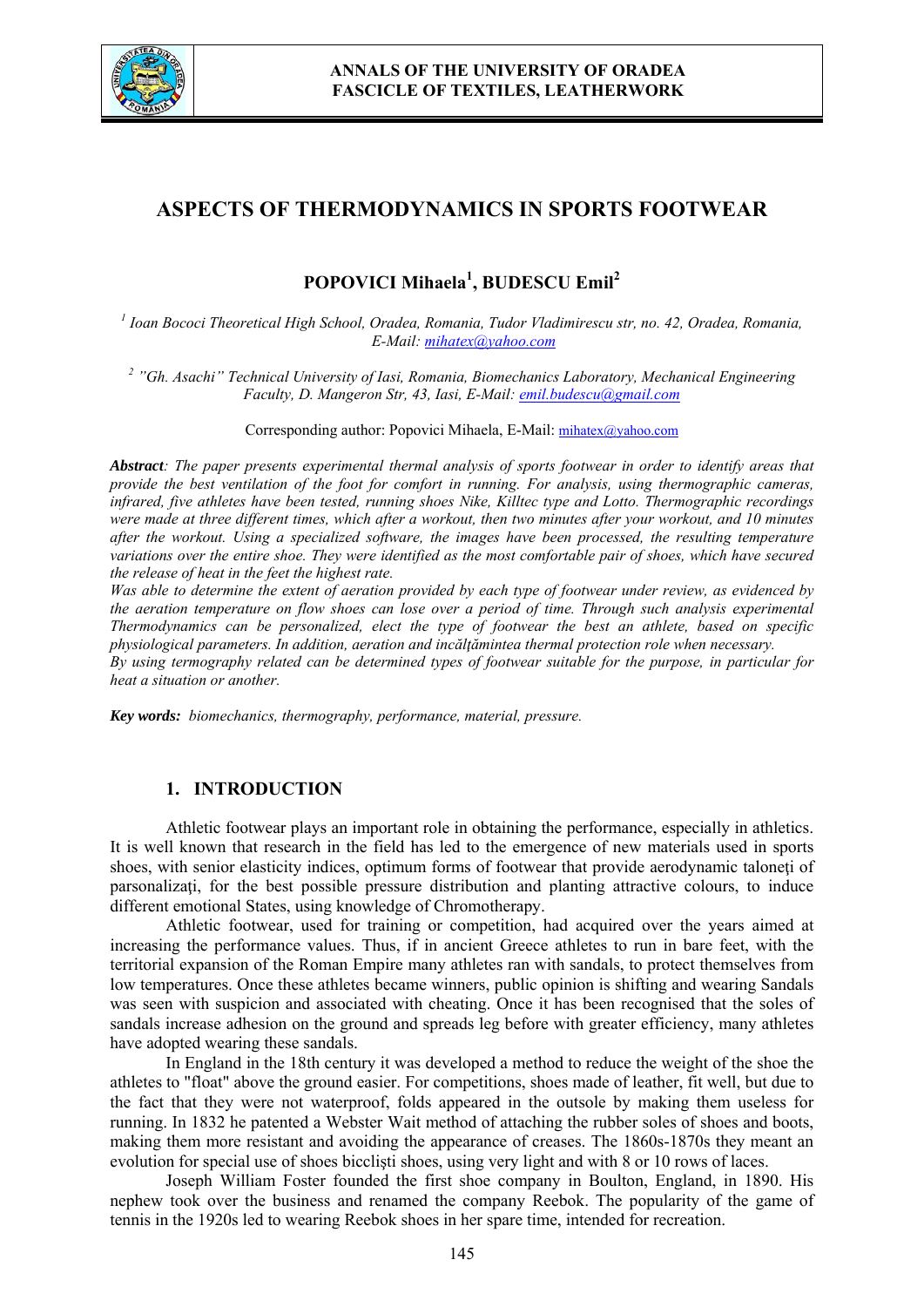# ASPECTS OF THERMODYNAMICS IN SPORTS FOOTWEAR

**POPOVICI Mihaela[1], BUDESCU Emil[2]**

*[1] Ioan Bococi Theoretical High School, Oradea, Romania, Tudor Vladimirescu str, no. 42, Oradea, Romania, E-Mail: mihatex@yahoo.com*

*[2] "Gh. Asachi" Technical University of Iasi, Romania, Biomechanics Laboratory, Mechanical Engineering Faculty, D. Mangeron Str, 43, Iasi, E-Mail: emil.budescu@gmail.com*

Corresponding author: Popovici Mihaela, E-Mail: mihatex@yahoo.com

***Abstract****: The paper presents experimental thermal analysis of sports footwear in order to identify areas that provide the best ventilation of the foot for comfort in running. For analysis, using thermographic cameras, infrared, five athletes have been tested, running shoes Nike, Killtec type and Lotto. Thermographic recordings were made at three different times, which after a workout, then two minutes after your workout, and 10 minutes after the workout. Using a specialized software, the images have been processed, the resulting temperature variations over the entire shoe. They were identified as the most comfortable pair of shoes, which have secured the release of heat in the feet the highest rate.*
*Was able to determine the extent of aeration provided by each type of footwear under review, as evidenced by the aeration temperature on flow shoes can lose over a period of time. Through such analysis experimental Thermodynamics can be personalized, elect the type of footwear the best an athlete, based on specific physiological parameters. In addition, aeration and incălţămintea thermal protection role when necessary.*
*By using termography related can be determined types of footwear suitable for the purpose, in particular for heat a situation or another.*

***Key words:*** *biomechanics, thermography, performance, material, pressure.*

## 1. INTRODUCTION

Athletic footwear plays an important role in obtaining the performance, especially in athletics. It is well known that research in the field has led to the emergence of new materials used in sports shoes, with senior elasticity indices, optimum forms of footwear that provide aerodynamic taloneţi of parsonalizaţi, for the best possible pressure distribution and planting attractive colours, to induce different emotional States, using knowledge of Chromotherapy.

Athletic footwear, used for training or competition, had acquired over the years aimed at increasing the performance values. Thus, if in ancient Greece athletes to run in bare feet, with the territorial expansion of the Roman Empire many athletes ran with sandals, to protect themselves from low temperatures. Once these athletes became winners, public opinion is shifting and wearing Sandals was seen with suspicion and associated with cheating. Once it has been recognised that the soles of sandals increase adhesion on the ground and spreads leg before with greater efficiency, many athletes have adopted wearing these sandals.

In England in the 18th century it was developed a method to reduce the weight of the shoe the athletes to "float" above the ground easier. For competitions, shoes made of leather, fit well, but due to the fact that they were not waterproof, folds appeared in the outsole by making them useless for running. In 1832 he patented a Webster Wait method of attaching the rubber soles of shoes and boots, making them more resistant and avoiding the appearance of creases. The 1860s-1870s they meant an evolution for special use of shoes bicclişti shoes, using very light and with 8 or 10 rows of laces.

Joseph William Foster founded the first shoe company in Boulton, England, in 1890. His nephew took over the business and renamed the company Reebok. The popularity of the game of tennis in the 1920s led to wearing Reebok shoes in her spare time, intended for recreation.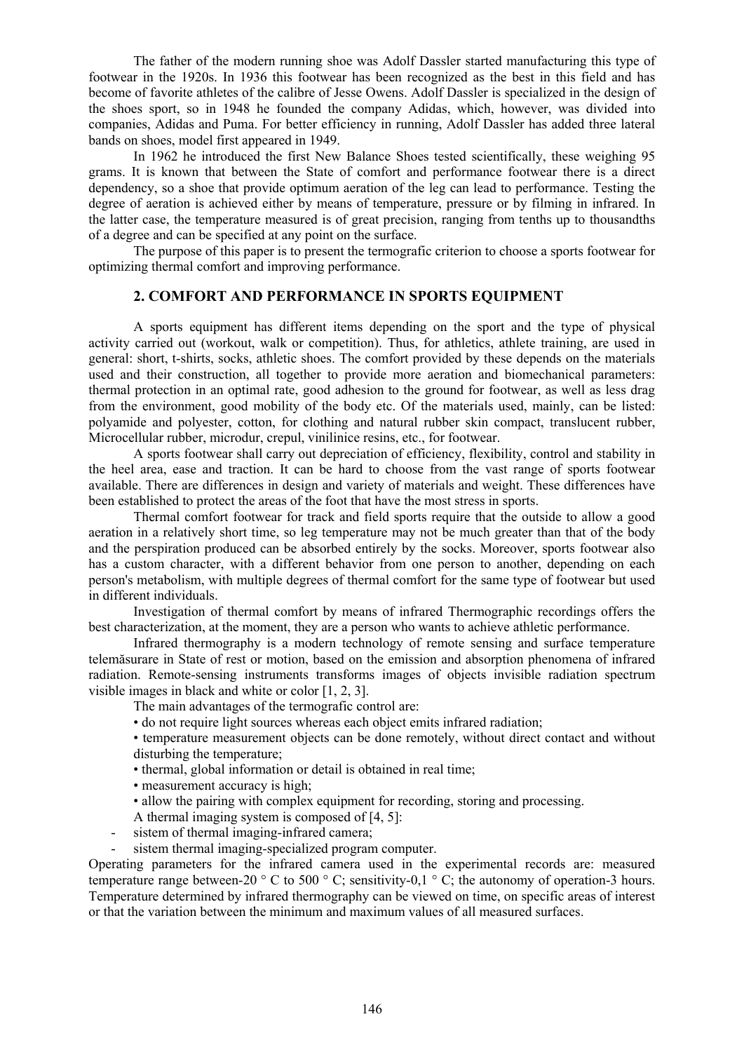The father of the modern running shoe was Adolf Dassler started manufacturing this type of footwear in the 1920s. In 1936 this footwear has been recognized as the best in this field and has become of favorite athletes of the calibre of Jesse Owens. Adolf Dassler is specialized in the design of the shoes sport, so in 1948 he founded the company Adidas, which, however, was divided into companies, Adidas and Puma. For better efficiency in running, Adolf Dassler has added three lateral bands on shoes, model first appeared in 1949.

In 1962 he introduced the first New Balance Shoes tested scientifically, these weighing 95 grams. It is known that between the State of comfort and performance footwear there is a direct dependency, so a shoe that provide optimum aeration of the leg can lead to performance. Testing the degree of aeration is achieved either by means of temperature, pressure or by filming in infrared. In the latter case, the temperature measured is of great precision, ranging from tenths up to thousandths of a degree and can be specified at any point on the surface.

The purpose of this paper is to present the termografic criterion to choose a sports footwear for optimizing thermal comfort and improving performance.

## 2. COMFORT AND PERFORMANCE IN SPORTS EQUIPMENT

A sports equipment has different items depending on the sport and the type of physical activity carried out (workout, walk or competition). Thus, for athletics, athlete training, are used in general: short, t-shirts, socks, athletic shoes. The comfort provided by these depends on the materials used and their construction, all together to provide more aeration and biomechanical parameters: thermal protection in an optimal rate, good adhesion to the ground for footwear, as well as less drag from the environment, good mobility of the body etc. Of the materials used, mainly, can be listed: polyamide and polyester, cotton, for clothing and natural rubber skin compact, translucent rubber, Microcellular rubber, microdur, crepul, vinilinice resins, etc., for footwear.

A sports footwear shall carry out depreciation of efficiency, flexibility, control and stability in the heel area, ease and traction. It can be hard to choose from the vast range of sports footwear available. There are differences in design and variety of materials and weight. These differences have been established to protect the areas of the foot that have the most stress in sports.

Thermal comfort footwear for track and field sports require that the outside to allow a good aeration in a relatively short time, so leg temperature may not be much greater than that of the body and the perspiration produced can be absorbed entirely by the socks. Moreover, sports footwear also has a custom character, with a different behavior from one person to another, depending on each person's metabolism, with multiple degrees of thermal comfort for the same type of footwear but used in different individuals.

Investigation of thermal comfort by means of infrared Thermographic recordings offers the best characterization, at the moment, they are a person who wants to achieve athletic performance.

Infrared thermography is a modern technology of remote sensing and surface temperature telemăsurare in State of rest or motion, based on the emission and absorption phenomena of infrared radiation. Remote-sensing instruments transforms images of objects invisible radiation spectrum visible images in black and white or color [1, 2, 3].

The main advantages of the termografic control are:

- do not require light sources whereas each object emits infrared radiation;
- temperature measurement objects can be done remotely, without direct contact and without disturbing the temperature;
- thermal, global information or detail is obtained in real time;
- measurement accuracy is high;
- allow the pairing with complex equipment for recording, storing and processing.

A thermal imaging system is composed of [4, 5]:

- sistem of thermal imaging-infrared camera;
- sistem thermal imaging-specialized program computer.

Operating parameters for the infrared camera used in the experimental records are: measured temperature range between-20 ° C to 500 ° C; sensitivity-0,1 ° C; the autonomy of operation-3 hours. Temperature determined by infrared thermography can be viewed on time, on specific areas of interest or that the variation between the minimum and maximum values of all measured surfaces.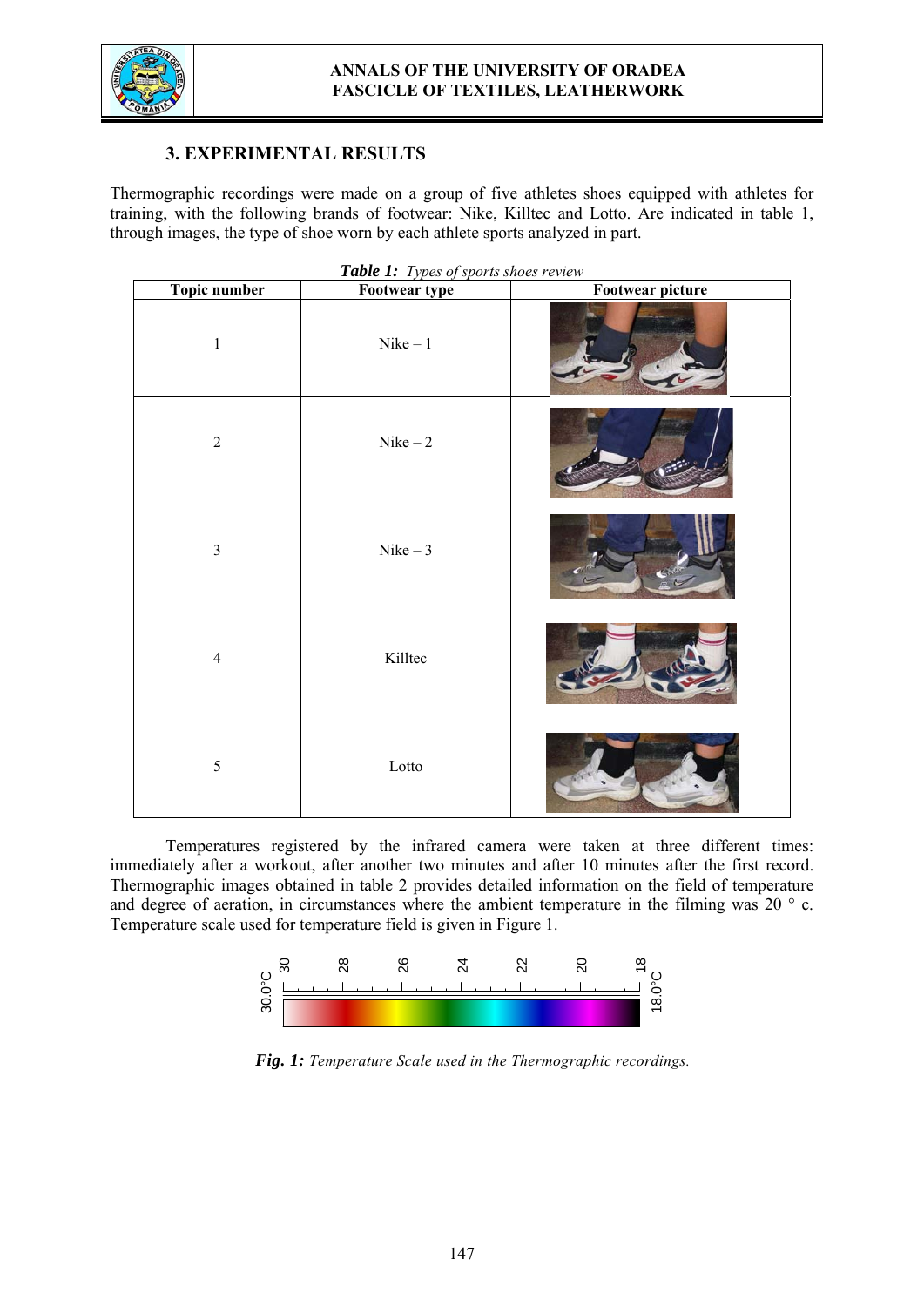## 3. EXPERIMENTAL RESULTS

Thermographic recordings were made on a group of five athletes shoes equipped with athletes for training, with the following brands of footwear: Nike, Killtec and Lotto. Are indicated in table 1, through images, the type of shoe worn by each athlete sports analyzed in part.

***Table 1:*** *Types of sports shoes review*

| Topic number | Footwear type | Footwear picture |
|---|---|---|
| 1 | Nike – 1 | |
| 2 | Nike – 2 | |
| 3 | Nike – 3 | |
| 4 | Killtec | |
| 5 | Lotto | |

Temperatures registered by the infrared camera were taken at three different times: immediately after a workout, after another two minutes and after 10 minutes after the first record. Thermographic images obtained in table 2 provides detailed information on the field of temperature and degree of aeration, in circumstances where the ambient temperature in the filming was 20 ° c. Temperature scale used for temperature field is given in Figure 1.

***Fig. 1:*** *Temperature Scale used in the Thermographic recordings.*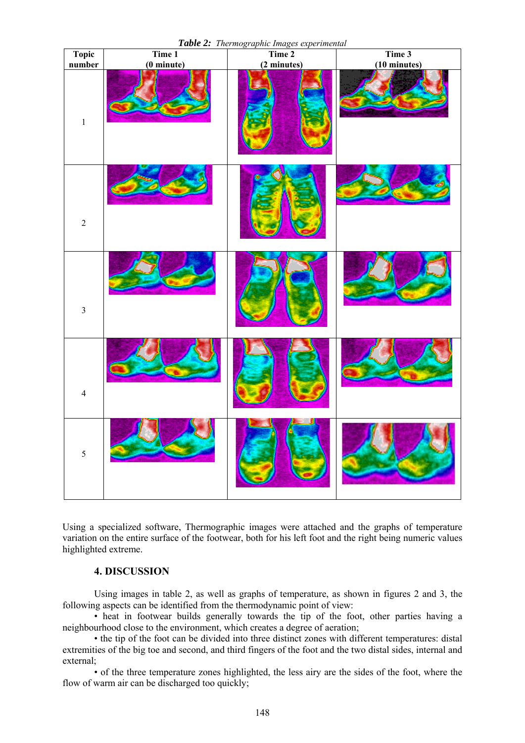***Table 2:*** *Thermographic Images experimental*

| Topic number | Time 1 (0 minute) | Time 2 (2 minutes) | Time 3 (10 minutes) |
|---|---|---|---|
| 1 | | | |
| 2 | | | |
| 3 | | | |
| 4 | | | |
| 5 | | | |

Using a specialized software, Thermographic images were attached and the graphs of temperature variation on the entire surface of the footwear, both for his left foot and the right being numeric values highlighted extreme.

## 4. DISCUSSION

Using images in table 2, as well as graphs of temperature, as shown in figures 2 and 3, the following aspects can be identified from the thermodynamic point of view:

- heat in footwear builds generally towards the tip of the foot, other parties having a neighbourhood close to the environment, which creates a degree of aeration;
- the tip of the foot can be divided into three distinct zones with different temperatures: distal extremities of the big toe and second, and third fingers of the foot and the two distal sides, internal and external;
- of the three temperature zones highlighted, the less airy are the sides of the foot, where the flow of warm air can be discharged too quickly;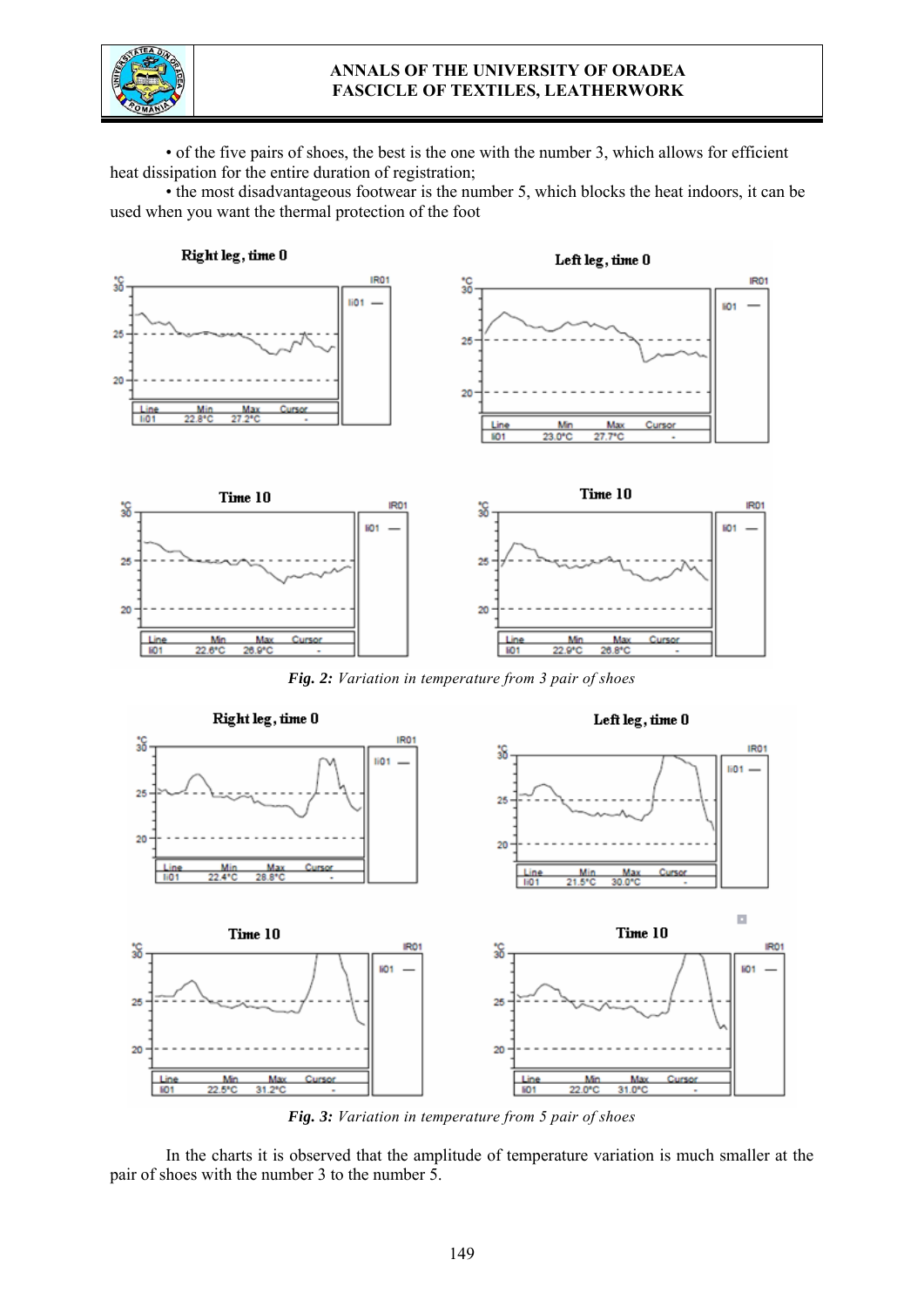• of the five pairs of shoes, the best is the one with the number 3, which allows for efficient heat dissipation for the entire duration of registration;

• the most disadvantageous footwear is the number 5, which blocks the heat indoors, it can be used when you want the thermal protection of the foot

***Fig. 2:*** *Variation in temperature from 3 pair of shoes*

***Fig. 3:*** *Variation in temperature from 5 pair of shoes*

In the charts it is observed that the amplitude of temperature variation is much smaller at the pair of shoes with the number 3 to the number 5.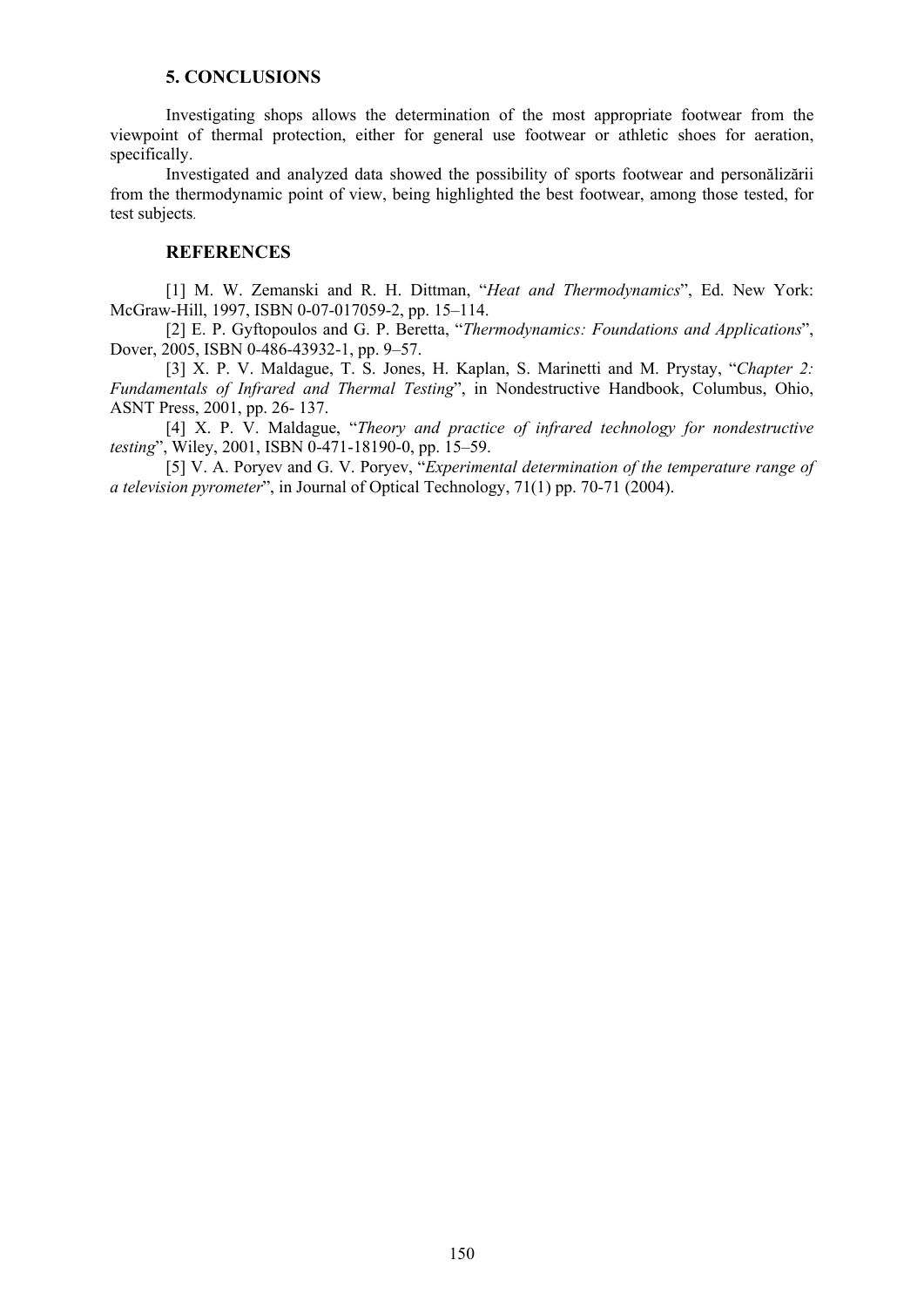## 5. CONCLUSIONS

Investigating shops allows the determination of the most appropriate footwear from the viewpoint of thermal protection, either for general use footwear or athletic shoes for aeration, specifically.

Investigated and analyzed data showed the possibility of sports footwear and personălizării from the thermodynamic point of view, being highlighted the best footwear, among those tested, for test subjects.

## REFERENCES

[1] M. W. Zemanski and R. H. Dittman, "*Heat and Thermodynamics*", Ed. New York: McGraw-Hill, 1997, ISBN 0-07-017059-2, pp. 15–114.

[2] E. P. Gyftopoulos and G. P. Beretta, "*Thermodynamics: Foundations and Applications*", Dover, 2005, ISBN 0-486-43932-1, pp. 9–57.

[3] X. P. V. Maldague, T. S. Jones, H. Kaplan, S. Marinetti and M. Prystay, "*Chapter 2: Fundamentals of Infrared and Thermal Testing*", in Nondestructive Handbook, Columbus, Ohio, ASNT Press, 2001, pp. 26- 137.

[4] X. P. V. Maldague, "*Theory and practice of infrared technology for nondestructive testing*", Wiley, 2001, ISBN 0-471-18190-0, pp. 15–59.

[5] V. A. Poryev and G. V. Poryev, "*Experimental determination of the temperature range of a television pyrometer*", in Journal of Optical Technology, 71(1) pp. 70-71 (2004).